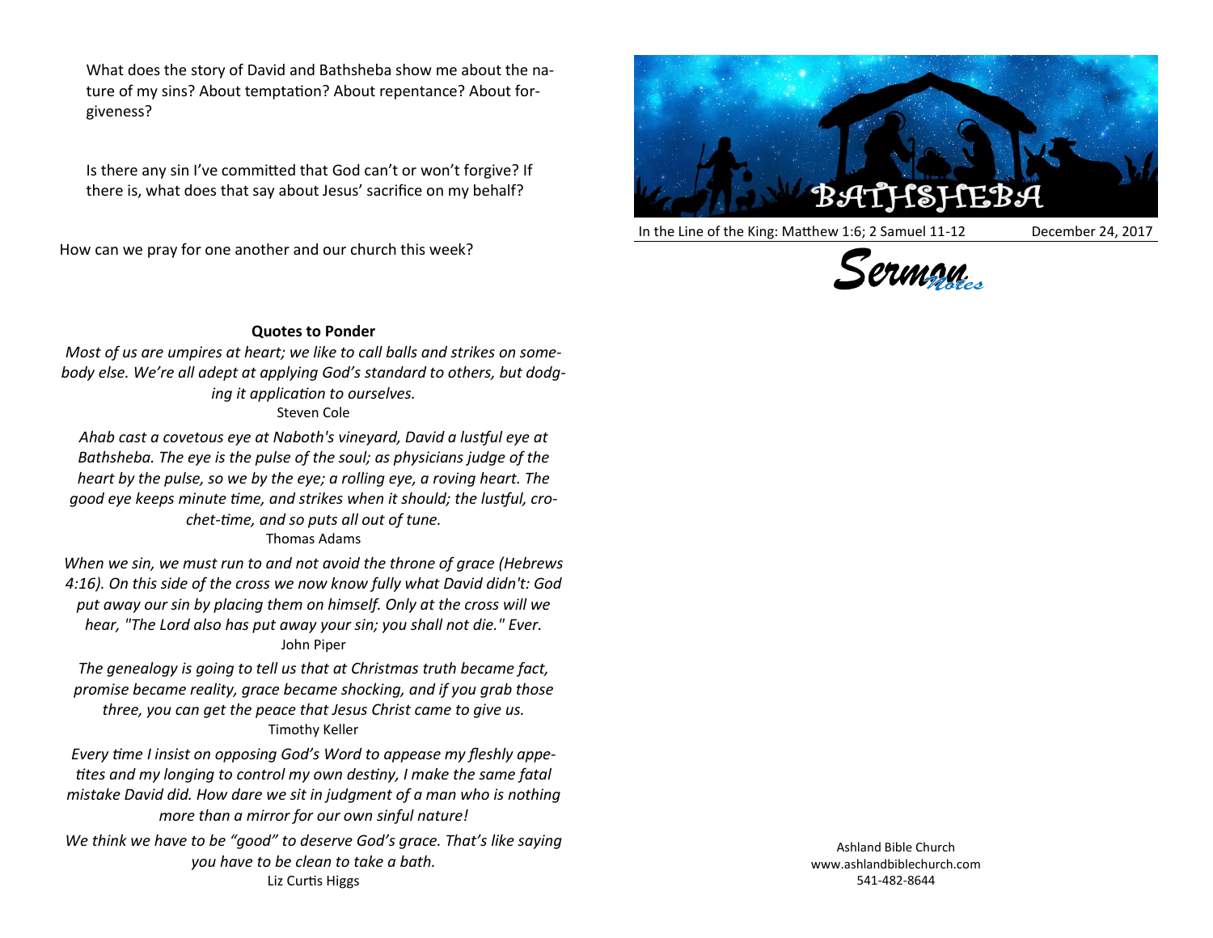What does the story of David and Bathsheba show me about the nature of my sins? About temptation? About repentance? About forgiveness?

Is there any sin I've committed that God can't or won't forgive? If there is, what does that say about Jesus' sacrifice on my behalf?

How can we pray for one another and our church this week?

**Quotes to Ponder**

*Most of us are umpires at heart; we like to call balls and strikes on somebody else. We're all adept at applying God's standard to others, but dodging it application to ourselves.*
Steven Cole

*Ahab cast a covetous eye at Naboth's vineyard, David a lustful eye at Bathsheba. The eye is the pulse of the soul; as physicians judge of the heart by the pulse, so we by the eye; a rolling eye, a roving heart. The good eye keeps minute time, and strikes when it should; the lustful, crochet-time, and so puts all out of tune.*
Thomas Adams

*When we sin, we must run to and not avoid the throne of grace (Hebrews 4:16). On this side of the cross we now know fully what David didn't: God put away our sin by placing them on himself. Only at the cross will we hear, "The Lord also has put away your sin; you shall not die." Ever.*
John Piper

*The genealogy is going to tell us that at Christmas truth became fact, promise became reality, grace became shocking, and if you grab those three, you can get the peace that Jesus Christ came to give us.*
Timothy Keller

*Every time I insist on opposing God's Word to appease my fleshly appetites and my longing to control my own destiny, I make the same fatal mistake David did. How dare we sit in judgment of a man who is nothing more than a mirror for our own sinful nature!*

*We think we have to be "good" to deserve God's grace. That's like saying you have to be clean to take a bath.*
Liz Curtis Higgs

# BATHSHEBA

In the Line of the King: Matthew 1:6; 2 Samuel 11-12 — December 24, 2017

**Sermon Notes**

Ashland Bible Church
www.ashlandbiblechurch.com
541-482-8644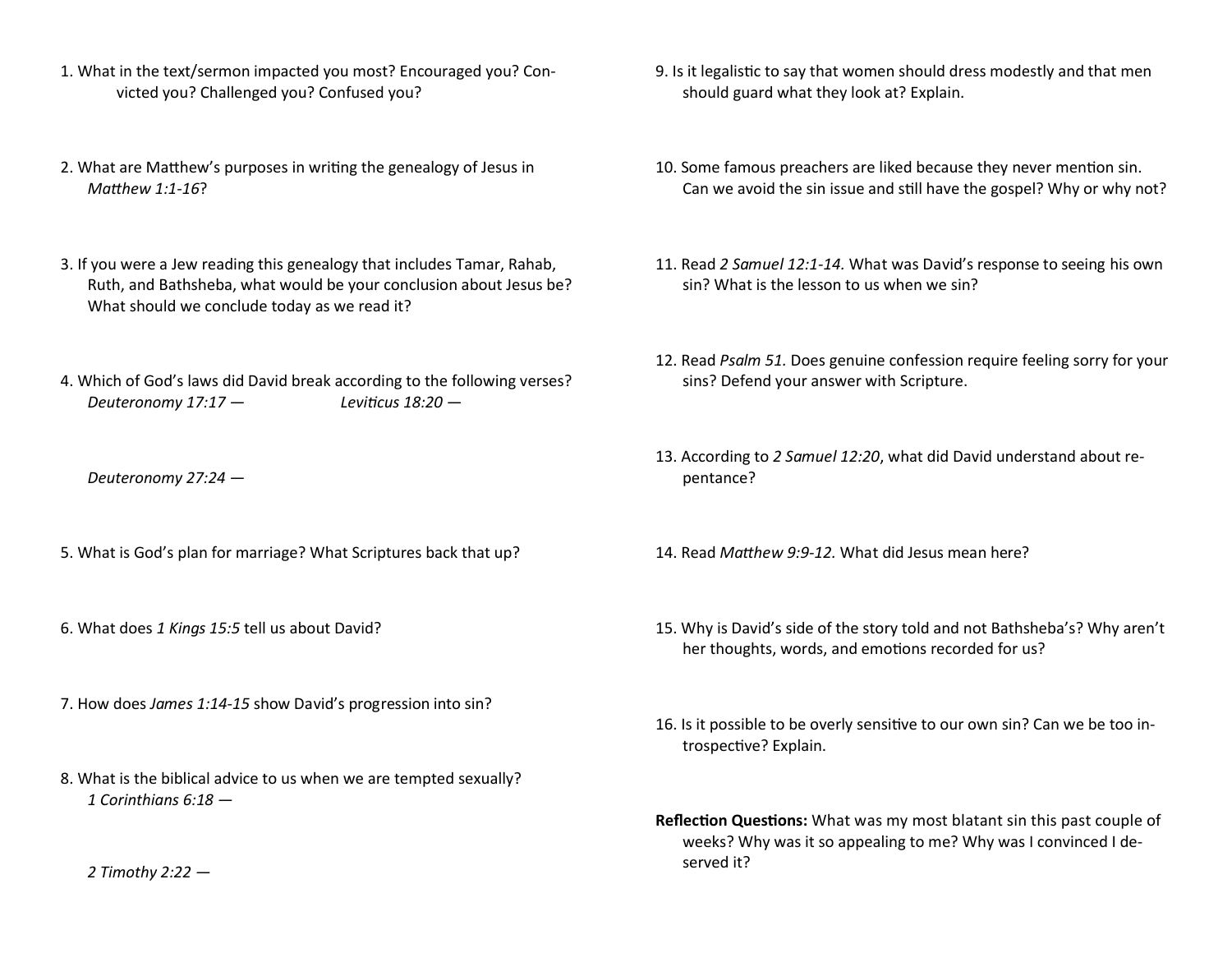1. What in the text/sermon impacted you most? Encouraged you? Convicted you? Challenged you? Confused you?

2. What are Matthew's purposes in writing the genealogy of Jesus in *Matthew 1:1-16*?

3. If you were a Jew reading this genealogy that includes Tamar, Rahab, Ruth, and Bathsheba, what would be your conclusion about Jesus be? What should we conclude today as we read it?

4. Which of God's laws did David break according to the following verses?

   *Deuteronomy 17:17 —*

   *Leviticus 18:20 —*

   *Deuteronomy 27:24 —*

5. What is God's plan for marriage? What Scriptures back that up?

6. What does *1 Kings 15:5* tell us about David?

7. How does *James 1:14-15* show David's progression into sin?

8. What is the biblical advice to us when we are tempted sexually?

   *1 Corinthians 6:18 —*

   *2 Timothy 2:22 —*

9. Is it legalistic to say that women should dress modestly and that men should guard what they look at? Explain.

10. Some famous preachers are liked because they never mention sin. Can we avoid the sin issue and still have the gospel? Why or why not?

11. Read *2 Samuel 12:1-14.* What was David's response to seeing his own sin? What is the lesson to us when we sin?

12. Read *Psalm 51.* Does genuine confession require feeling sorry for your sins? Defend your answer with Scripture.

13. According to *2 Samuel 12:20*, what did David understand about repentance?

14. Read *Matthew 9:9-12.* What did Jesus mean here?

15. Why is David's side of the story told and not Bathsheba's? Why aren't her thoughts, words, and emotions recorded for us?

16. Is it possible to be overly sensitive to our own sin? Can we be too introspective? Explain.

**Reflection Questions:** What was my most blatant sin this past couple of weeks? Why was it so appealing to me? Why was I convinced I deserved it?